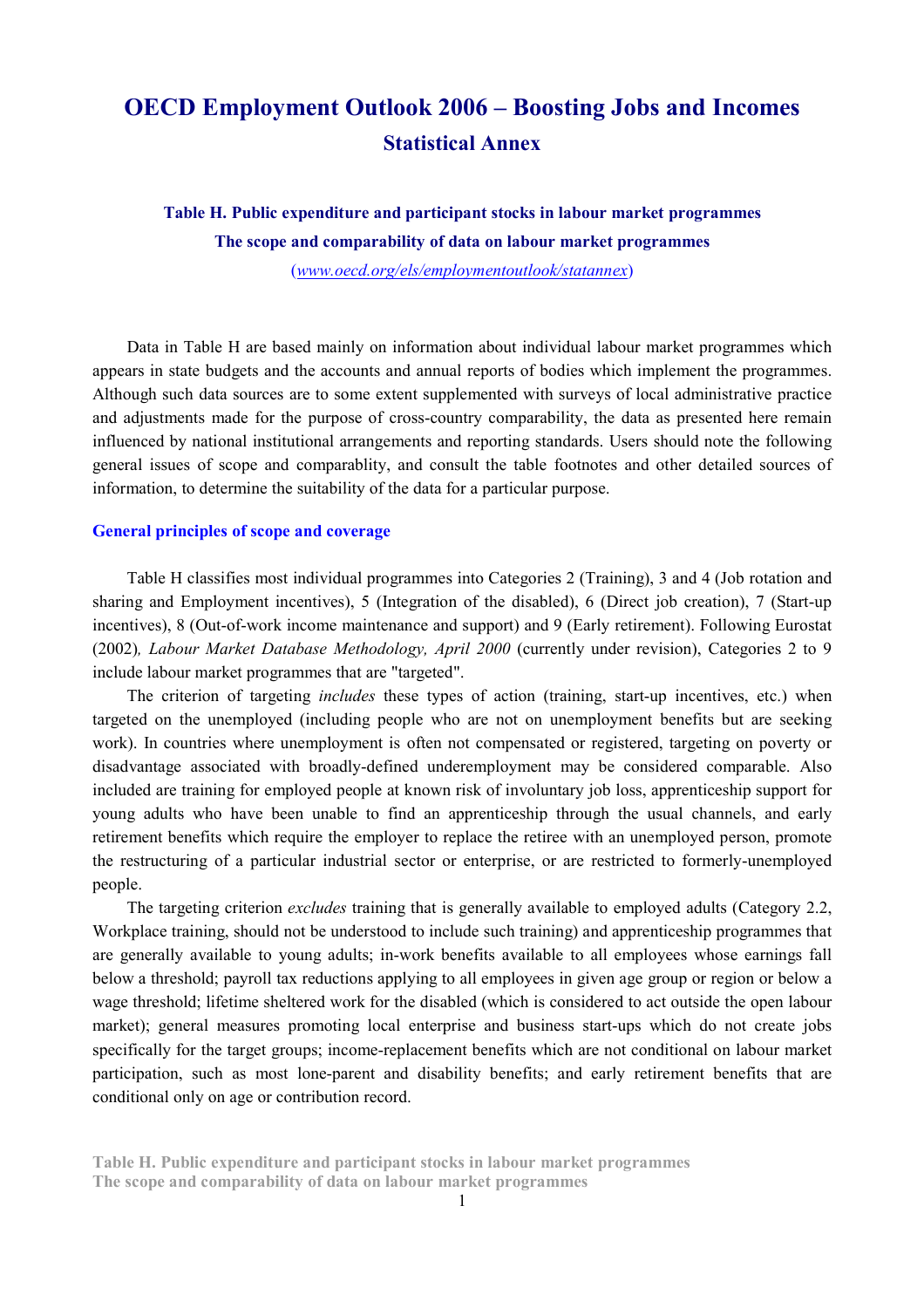# OECD Employment Outlook 2006 – Boosting Jobs and Incomes
## Statistical Annex

### Table H. Public expenditure and participant stocks in labour market programmes
### The scope and comparability of data on labour market programmes

(*www.oecd.org/els/employmentoutlook/statannex*)

Data in Table H are based mainly on information about individual labour market programmes which appears in state budgets and the accounts and annual reports of bodies which implement the programmes. Although such data sources are to some extent supplemented with surveys of local administrative practice and adjustments made for the purpose of cross-country comparability, the data as presented here remain influenced by national institutional arrangements and reporting standards. Users should note the following general issues of scope and comparablity, and consult the table footnotes and other detailed sources of information, to determine the suitability of the data for a particular purpose.

#### General principles of scope and coverage

Table H classifies most individual programmes into Categories 2 (Training), 3 and 4 (Job rotation and sharing and Employment incentives), 5 (Integration of the disabled), 6 (Direct job creation), 7 (Start-up incentives), 8 (Out-of-work income maintenance and support) and 9 (Early retirement). Following Eurostat (2002)*, Labour Market Database Methodology, April 2000* (currently under revision), Categories 2 to 9 include labour market programmes that are "targeted".

The criterion of targeting *includes* these types of action (training, start-up incentives, etc.) when targeted on the unemployed (including people who are not on unemployment benefits but are seeking work). In countries where unemployment is often not compensated or registered, targeting on poverty or disadvantage associated with broadly-defined underemployment may be considered comparable. Also included are training for employed people at known risk of involuntary job loss, apprenticeship support for young adults who have been unable to find an apprenticeship through the usual channels, and early retirement benefits which require the employer to replace the retiree with an unemployed person, promote the restructuring of a particular industrial sector or enterprise, or are restricted to formerly-unemployed people.

The targeting criterion *excludes* training that is generally available to employed adults (Category 2.2, Workplace training, should not be understood to include such training) and apprenticeship programmes that are generally available to young adults; in-work benefits available to all employees whose earnings fall below a threshold; payroll tax reductions applying to all employees in given age group or region or below a wage threshold; lifetime sheltered work for the disabled (which is considered to act outside the open labour market); general measures promoting local enterprise and business start-ups which do not create jobs specifically for the target groups; income-replacement benefits which are not conditional on labour market participation, such as most lone-parent and disability benefits; and early retirement benefits that are conditional only on age or contribution record.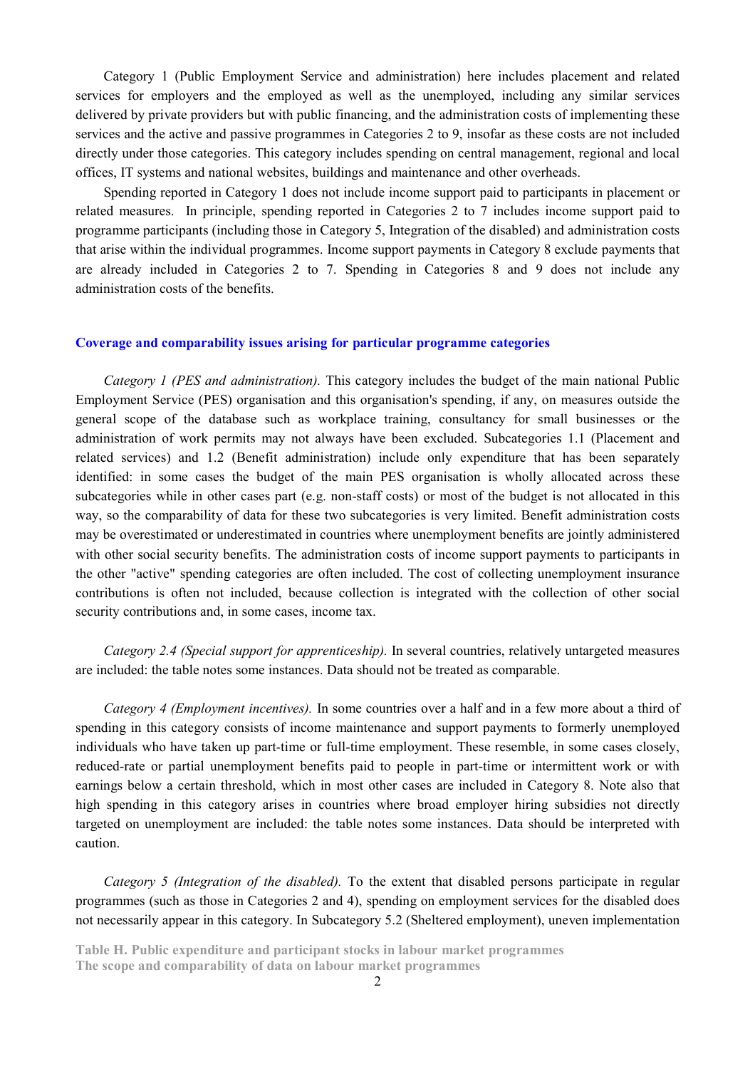Category 1 (Public Employment Service and administration) here includes placement and related services for employers and the employed as well as the unemployed, including any similar services delivered by private providers but with public financing, and the administration costs of implementing these services and the active and passive programmes in Categories 2 to 9, insofar as these costs are not included directly under those categories. This category includes spending on central management, regional and local offices, IT systems and national websites, buildings and maintenance and other overheads.

Spending reported in Category 1 does not include income support paid to participants in placement or related measures. In principle, spending reported in Categories 2 to 7 includes income support paid to programme participants (including those in Category 5, Integration of the disabled) and administration costs that arise within the individual programmes. Income support payments in Category 8 exclude payments that are already included in Categories 2 to 7. Spending in Categories 8 and 9 does not include any administration costs of the benefits.

## Coverage and comparability issues arising for particular programme categories

*Category 1 (PES and administration).* This category includes the budget of the main national Public Employment Service (PES) organisation and this organisation's spending, if any, on measures outside the general scope of the database such as workplace training, consultancy for small businesses or the administration of work permits may not always have been excluded. Subcategories 1.1 (Placement and related services) and 1.2 (Benefit administration) include only expenditure that has been separately identified: in some cases the budget of the main PES organisation is wholly allocated across these subcategories while in other cases part (e.g. non-staff costs) or most of the budget is not allocated in this way, so the comparability of data for these two subcategories is very limited. Benefit administration costs may be overestimated or underestimated in countries where unemployment benefits are jointly administered with other social security benefits. The administration costs of income support payments to participants in the other "active" spending categories are often included. The cost of collecting unemployment insurance contributions is often not included, because collection is integrated with the collection of other social security contributions and, in some cases, income tax.

*Category 2.4 (Special support for apprenticeship).* In several countries, relatively untargeted measures are included: the table notes some instances. Data should not be treated as comparable.

*Category 4 (Employment incentives).* In some countries over a half and in a few more about a third of spending in this category consists of income maintenance and support payments to formerly unemployed individuals who have taken up part-time or full-time employment. These resemble, in some cases closely, reduced-rate or partial unemployment benefits paid to people in part-time or intermittent work or with earnings below a certain threshold, which in most other cases are included in Category 8. Note also that high spending in this category arises in countries where broad employer hiring subsidies not directly targeted on unemployment are included: the table notes some instances. Data should be interpreted with caution.

*Category 5 (Integration of the disabled).* To the extent that disabled persons participate in regular programmes (such as those in Categories 2 and 4), spending on employment services for the disabled does not necessarily appear in this category. In Subcategory 5.2 (Sheltered employment), uneven implementation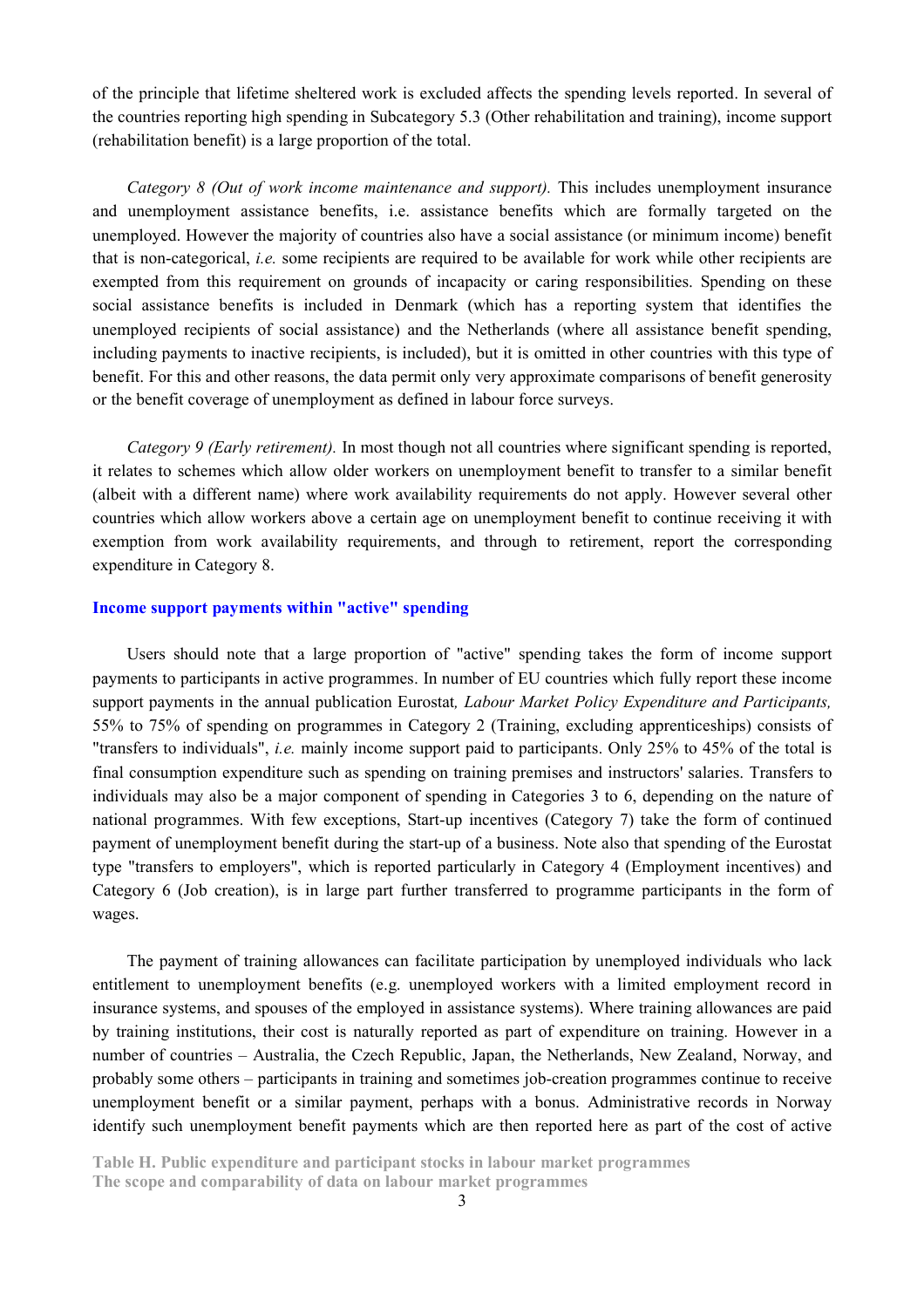of the principle that lifetime sheltered work is excluded affects the spending levels reported. In several of the countries reporting high spending in Subcategory 5.3 (Other rehabilitation and training), income support (rehabilitation benefit) is a large proportion of the total.

*Category 8 (Out of work income maintenance and support).* This includes unemployment insurance and unemployment assistance benefits, i.e. assistance benefits which are formally targeted on the unemployed. However the majority of countries also have a social assistance (or minimum income) benefit that is non-categorical, *i.e.* some recipients are required to be available for work while other recipients are exempted from this requirement on grounds of incapacity or caring responsibilities. Spending on these social assistance benefits is included in Denmark (which has a reporting system that identifies the unemployed recipients of social assistance) and the Netherlands (where all assistance benefit spending, including payments to inactive recipients, is included), but it is omitted in other countries with this type of benefit. For this and other reasons, the data permit only very approximate comparisons of benefit generosity or the benefit coverage of unemployment as defined in labour force surveys.

*Category 9 (Early retirement).* In most though not all countries where significant spending is reported, it relates to schemes which allow older workers on unemployment benefit to transfer to a similar benefit (albeit with a different name) where work availability requirements do not apply. However several other countries which allow workers above a certain age on unemployment benefit to continue receiving it with exemption from work availability requirements, and through to retirement, report the corresponding expenditure in Category 8.

## Income support payments within "active" spending

Users should note that a large proportion of "active" spending takes the form of income support payments to participants in active programmes. In number of EU countries which fully report these income support payments in the annual publication Eurostat*, Labour Market Policy Expenditure and Participants,* 55% to 75% of spending on programmes in Category 2 (Training, excluding apprenticeships) consists of "transfers to individuals", *i.e.* mainly income support paid to participants. Only 25% to 45% of the total is final consumption expenditure such as spending on training premises and instructors' salaries. Transfers to individuals may also be a major component of spending in Categories 3 to 6, depending on the nature of national programmes. With few exceptions, Start-up incentives (Category 7) take the form of continued payment of unemployment benefit during the start-up of a business. Note also that spending of the Eurostat type "transfers to employers", which is reported particularly in Category 4 (Employment incentives) and Category 6 (Job creation), is in large part further transferred to programme participants in the form of wages.

The payment of training allowances can facilitate participation by unemployed individuals who lack entitlement to unemployment benefits (e.g. unemployed workers with a limited employment record in insurance systems, and spouses of the employed in assistance systems). Where training allowances are paid by training institutions, their cost is naturally reported as part of expenditure on training. However in a number of countries – Australia, the Czech Republic, Japan, the Netherlands, New Zealand, Norway, and probably some others – participants in training and sometimes job-creation programmes continue to receive unemployment benefit or a similar payment, perhaps with a bonus. Administrative records in Norway identify such unemployment benefit payments which are then reported here as part of the cost of active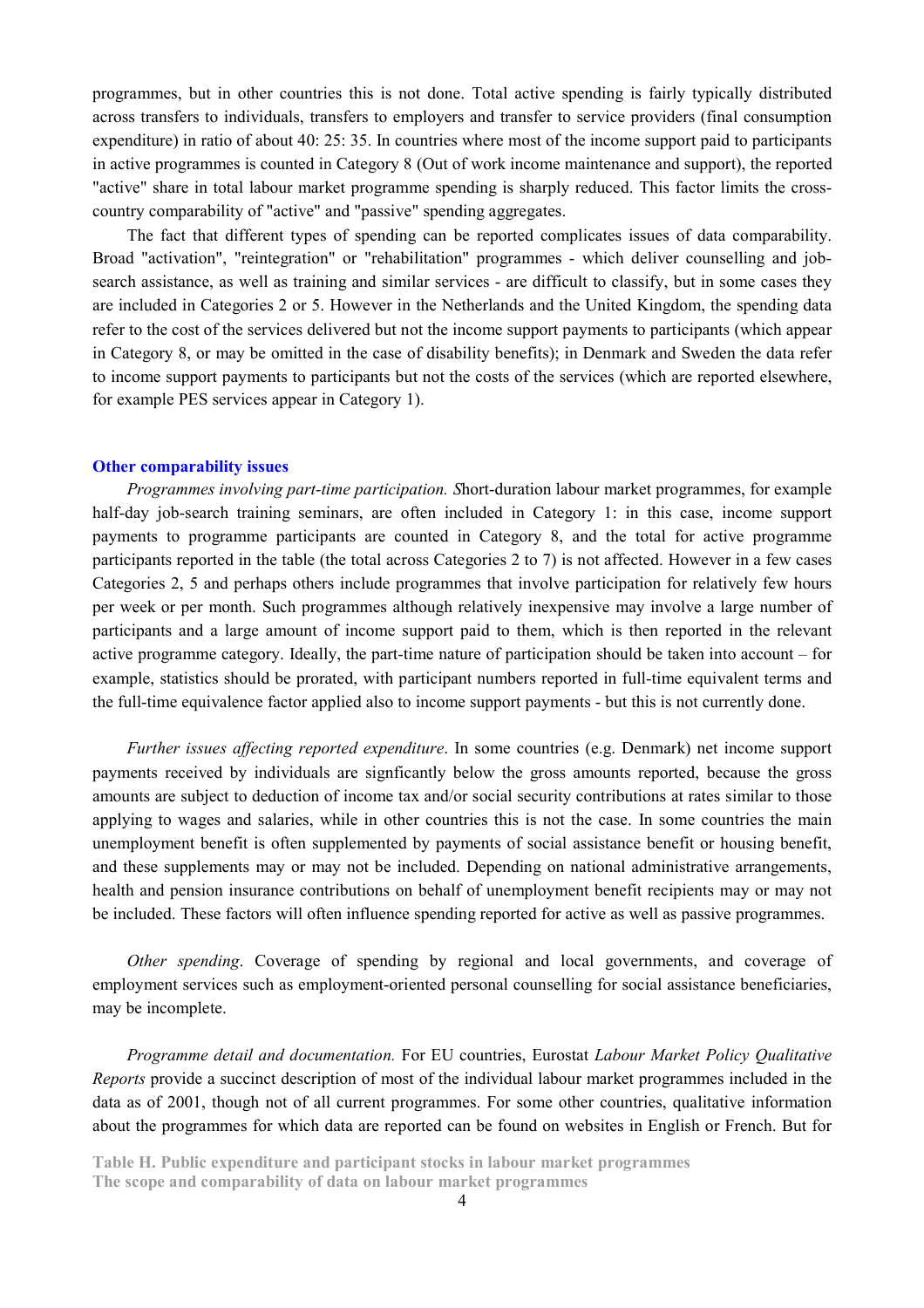programmes, but in other countries this is not done. Total active spending is fairly typically distributed across transfers to individuals, transfers to employers and transfer to service providers (final consumption expenditure) in ratio of about 40: 25: 35. In countries where most of the income support paid to participants in active programmes is counted in Category 8 (Out of work income maintenance and support), the reported "active" share in total labour market programme spending is sharply reduced. This factor limits the cross-country comparability of "active" and "passive" spending aggregates.

The fact that different types of spending can be reported complicates issues of data comparability. Broad "activation", "reintegration" or "rehabilitation" programmes - which deliver counselling and job-search assistance, as well as training and similar services - are difficult to classify, but in some cases they are included in Categories 2 or 5. However in the Netherlands and the United Kingdom, the spending data refer to the cost of the services delivered but not the income support payments to participants (which appear in Category 8, or may be omitted in the case of disability benefits); in Denmark and Sweden the data refer to income support payments to participants but not the costs of the services (which are reported elsewhere, for example PES services appear in Category 1).

## Other comparability issues

*Programmes involving part-time participation.* Short-duration labour market programmes, for example half-day job-search training seminars, are often included in Category 1: in this case, income support payments to programme participants are counted in Category 8, and the total for active programme participants reported in the table (the total across Categories 2 to 7) is not affected. However in a few cases Categories 2, 5 and perhaps others include programmes that involve participation for relatively few hours per week or per month. Such programmes although relatively inexpensive may involve a large number of participants and a large amount of income support paid to them, which is then reported in the relevant active programme category. Ideally, the part-time nature of participation should be taken into account – for example, statistics should be prorated, with participant numbers reported in full-time equivalent terms and the full-time equivalence factor applied also to income support payments - but this is not currently done.

*Further issues affecting reported expenditure*. In some countries (e.g. Denmark) net income support payments received by individuals are signficantly below the gross amounts reported, because the gross amounts are subject to deduction of income tax and/or social security contributions at rates similar to those applying to wages and salaries, while in other countries this is not the case. In some countries the main unemployment benefit is often supplemented by payments of social assistance benefit or housing benefit, and these supplements may or may not be included. Depending on national administrative arrangements, health and pension insurance contributions on behalf of unemployment benefit recipients may or may not be included. These factors will often influence spending reported for active as well as passive programmes.

*Other spending*. Coverage of spending by regional and local governments, and coverage of employment services such as employment-oriented personal counselling for social assistance beneficiaries, may be incomplete.

*Programme detail and documentation.* For EU countries, Eurostat *Labour Market Policy Qualitative Reports* provide a succinct description of most of the individual labour market programmes included in the data as of 2001, though not of all current programmes. For some other countries, qualitative information about the programmes for which data are reported can be found on websites in English or French. But for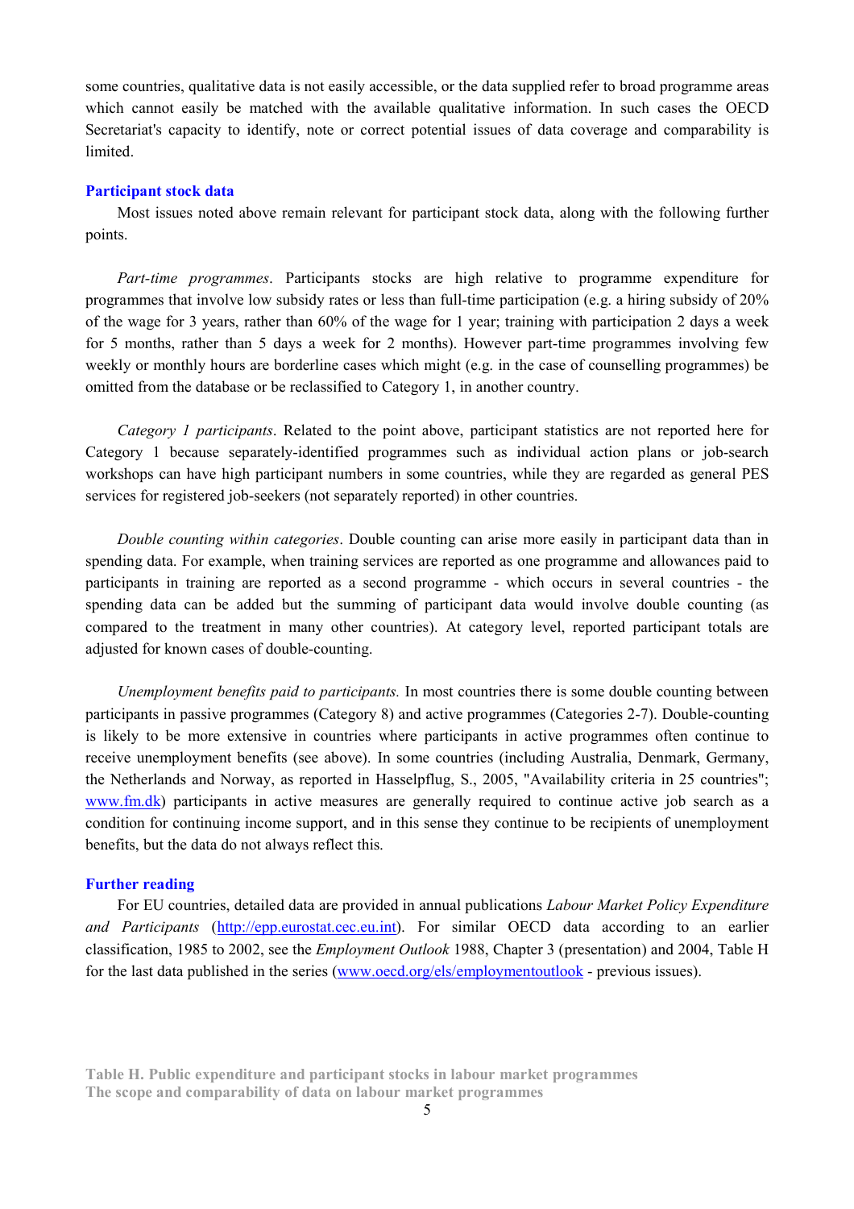some countries, qualitative data is not easily accessible, or the data supplied refer to broad programme areas which cannot easily be matched with the available qualitative information. In such cases the OECD Secretariat's capacity to identify, note or correct potential issues of data coverage and comparability is limited.

### Participant stock data

Most issues noted above remain relevant for participant stock data, along with the following further points.

*Part-time programmes*. Participants stocks are high relative to programme expenditure for programmes that involve low subsidy rates or less than full-time participation (e.g. a hiring subsidy of 20% of the wage for 3 years, rather than 60% of the wage for 1 year; training with participation 2 days a week for 5 months, rather than 5 days a week for 2 months). However part-time programmes involving few weekly or monthly hours are borderline cases which might (e.g. in the case of counselling programmes) be omitted from the database or be reclassified to Category 1, in another country.

*Category 1 participants*. Related to the point above, participant statistics are not reported here for Category 1 because separately-identified programmes such as individual action plans or job-search workshops can have high participant numbers in some countries, while they are regarded as general PES services for registered job-seekers (not separately reported) in other countries.

*Double counting within categories*. Double counting can arise more easily in participant data than in spending data. For example, when training services are reported as one programme and allowances paid to participants in training are reported as a second programme - which occurs in several countries - the spending data can be added but the summing of participant data would involve double counting (as compared to the treatment in many other countries). At category level, reported participant totals are adjusted for known cases of double-counting.

*Unemployment benefits paid to participants.* In most countries there is some double counting between participants in passive programmes (Category 8) and active programmes (Categories 2-7). Double-counting is likely to be more extensive in countries where participants in active programmes often continue to receive unemployment benefits (see above). In some countries (including Australia, Denmark, Germany, the Netherlands and Norway, as reported in Hasselpflug, S., 2005, "Availability criteria in 25 countries"; www.fm.dk) participants in active measures are generally required to continue active job search as a condition for continuing income support, and in this sense they continue to be recipients of unemployment benefits, but the data do not always reflect this.

### Further reading

For EU countries, detailed data are provided in annual publications *Labour Market Policy Expenditure and Participants* (http://epp.eurostat.cec.eu.int). For similar OECD data according to an earlier classification, 1985 to 2002, see the *Employment Outlook* 1988, Chapter 3 (presentation) and 2004, Table H for the last data published in the series (www.oecd.org/els/employmentoutlook - previous issues).